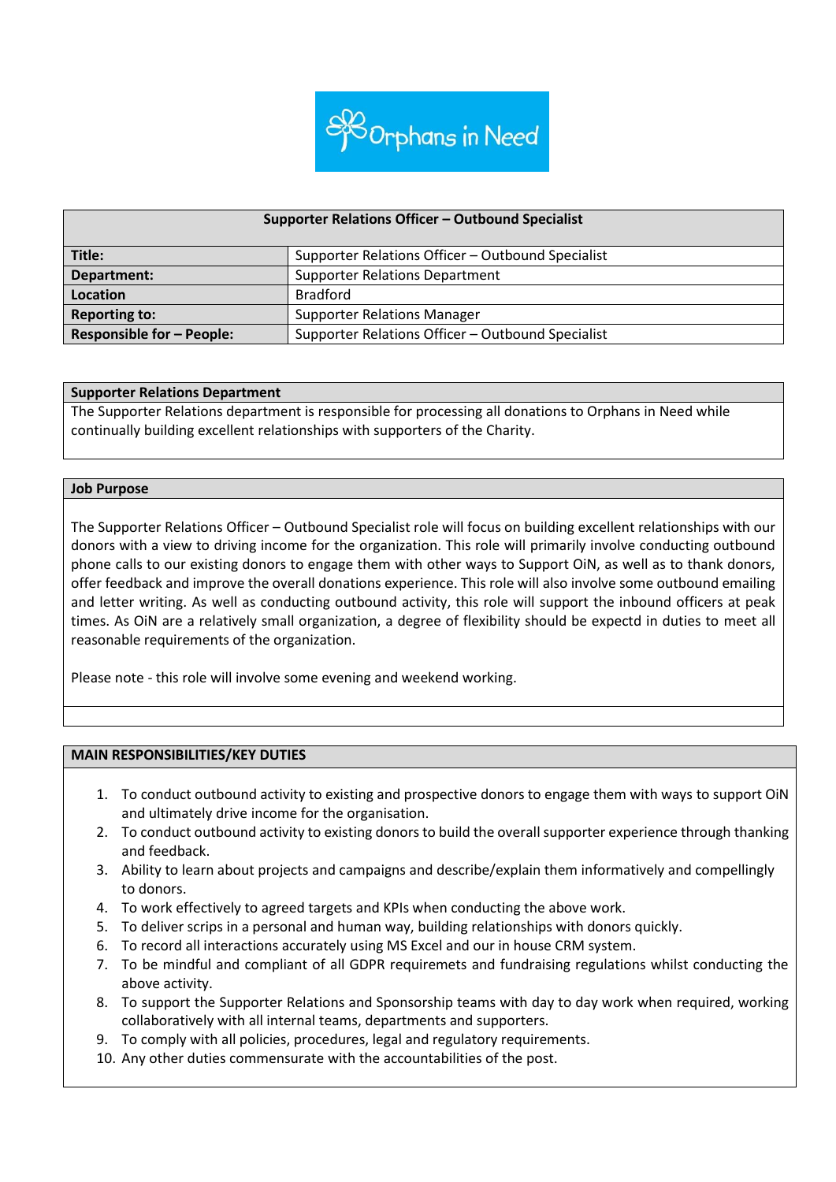Orphans in Need

| Supporter Relations Officer – Outbound Specialist | |
|---|---|
| **Title:** | Supporter Relations Officer – Outbound Specialist |
| **Department:** | Supporter Relations Department |
| **Location** | Bradford |
| **Reporting to:** | Supporter Relations Manager |
| **Responsible for – People:** | Supporter Relations Officer – Outbound Specialist |

**Supporter Relations Department**

The Supporter Relations department is responsible for processing all donations to Orphans in Need while continually building excellent relationships with supporters of the Charity.

**Job Purpose**

The Supporter Relations Officer – Outbound Specialist role will focus on building excellent relationships with our donors with a view to driving income for the organization. This role will primarily involve conducting outbound phone calls to our existing donors to engage them with other ways to Support OiN, as well as to thank donors, offer feedback and improve the overall donations experience. This role will also involve some outbound emailing and letter writing. As well as conducting outbound activity, this role will support the inbound officers at peak times. As OiN are a relatively small organization, a degree of flexibility should be expectd in duties to meet all reasonable requirements of the organization.

Please note - this role will involve some evening and weekend working.

**MAIN RESPONSIBILITIES/KEY DUTIES**

1. To conduct outbound activity to existing and prospective donors to engage them with ways to support OiN and ultimately drive income for the organisation.
2. To conduct outbound activity to existing donors to build the overall supporter experience through thanking and feedback.
3. Ability to learn about projects and campaigns and describe/explain them informatively and compellingly to donors.
4. To work effectively to agreed targets and KPIs when conducting the above work.
5. To deliver scrips in a personal and human way, building relationships with donors quickly.
6. To record all interactions accurately using MS Excel and our in house CRM system.
7. To be mindful and compliant of all GDPR requiremets and fundraising regulations whilst conducting the above activity.
8. To support the Supporter Relations and Sponsorship teams with day to day work when required, working collaboratively with all internal teams, departments and supporters.
9. To comply with all policies, procedures, legal and regulatory requirements.
10. Any other duties commensurate with the accountabilities of the post.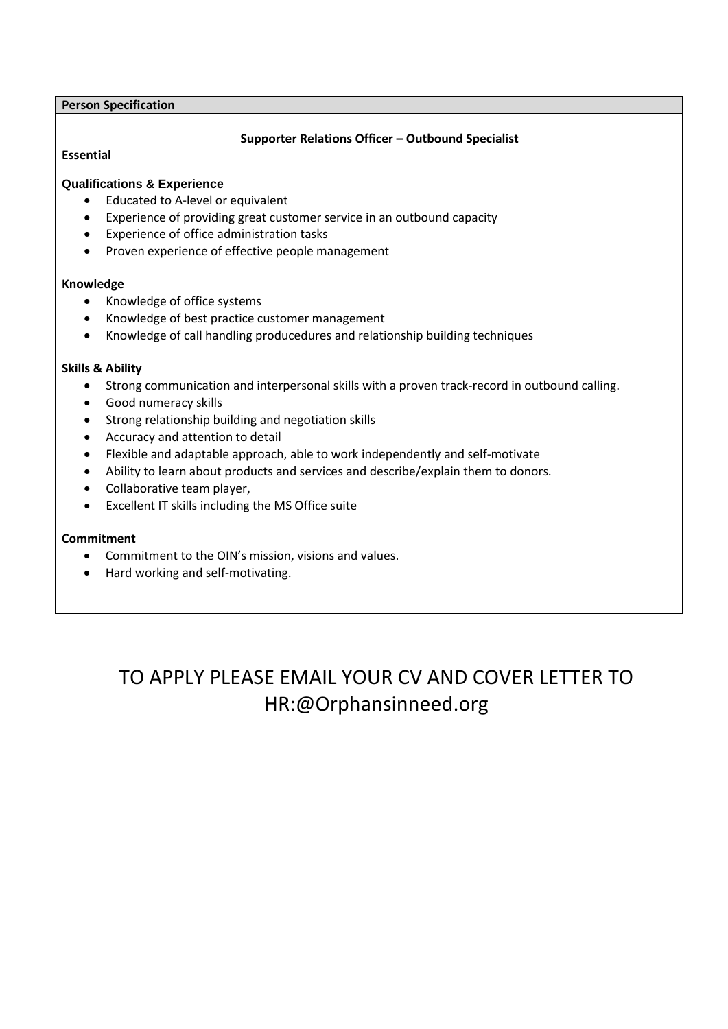**Person Specification**

**Supporter Relations Officer – Outbound Specialist**

**Essential**

**Qualifications & Experience**

- Educated to A-level or equivalent
- Experience of providing great customer service in an outbound capacity
- Experience of office administration tasks
- Proven experience of effective people management

**Knowledge**

- Knowledge of office systems
- Knowledge of best practice customer management
- Knowledge of call handling producedures and relationship building techniques

**Skills & Ability**

- Strong communication and interpersonal skills with a proven track-record in outbound calling.
- Good numeracy skills
- Strong relationship building and negotiation skills
- Accuracy and attention to detail
- Flexible and adaptable approach, able to work independently and self-motivate
- Ability to learn about products and services and describe/explain them to donors.
- Collaborative team player,
- Excellent IT skills including the MS Office suite

**Commitment**

- Commitment to the OIN's mission, visions and values.
- Hard working and self-motivating.

TO APPLY PLEASE EMAIL YOUR CV AND COVER LETTER TO HR:@Orphansinneed.org